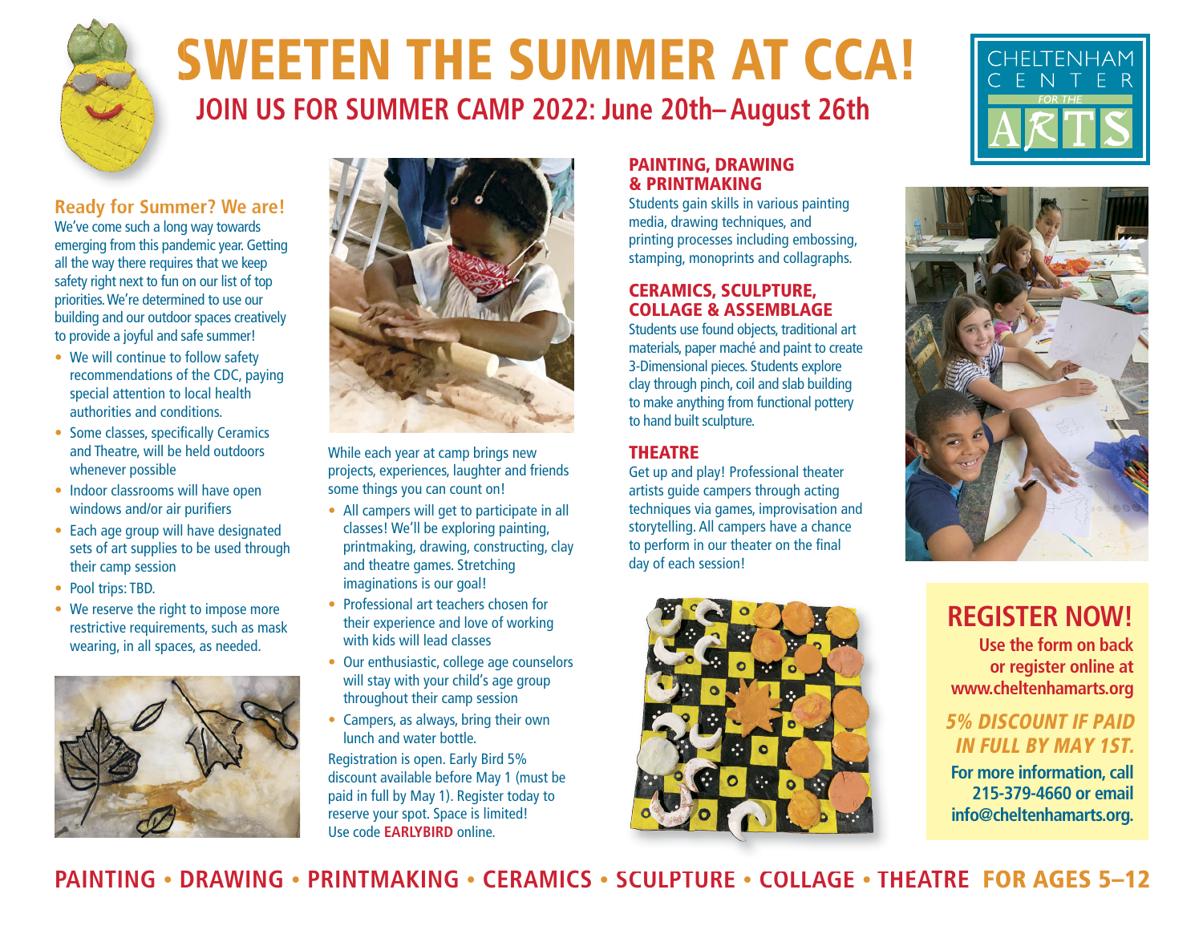# SWEETEN THE SUMMER AT CCA!

## JOIN US FOR SUMMER CAMP 2022: June 20th– August 26th

CHELTENHAM CENTER FOR THE ARTS

### Ready for Summer? We are!

We've come such a long way towards emerging from this pandemic year. Getting all the way there requires that we keep safety right next to fun on our list of top priorities. We're determined to use our building and our outdoor spaces creatively to provide a joyful and safe summer!

- We will continue to follow safety recommendations of the CDC, paying special attention to local health authorities and conditions.
- Some classes, specifically Ceramics and Theatre, will be held outdoors whenever possible
- Indoor classrooms will have open windows and/or air purifiers
- Each age group will have designated sets of art supplies to be used through their camp session
- Pool trips: TBD.
- We reserve the right to impose more restrictive requirements, such as mask wearing, in all spaces, as needed.

While each year at camp brings new projects, experiences, laughter and friends some things you can count on!

- All campers will get to participate in all classes! We'll be exploring painting, printmaking, drawing, constructing, clay and theatre games. Stretching imaginations is our goal!
- Professional art teachers chosen for their experience and love of working with kids will lead classes
- Our enthusiastic, college age counselors will stay with your child's age group throughout their camp session
- Campers, as always, bring their own lunch and water bottle.

Registration is open. Early Bird 5% discount available before May 1 (must be paid in full by May 1). Register today to reserve your spot. Space is limited! Use code **EARLYBIRD** online.

### PAINTING, DRAWING & PRINTMAKING

Students gain skills in various painting media, drawing techniques, and printing processes including embossing, stamping, monoprints and collagraphs.

### CERAMICS, SCULPTURE, COLLAGE & ASSEMBLAGE

Students use found objects, traditional art materials, paper maché and paint to create 3-Dimensional pieces. Students explore clay through pinch, coil and slab building to make anything from functional pottery to hand built sculpture.

### THEATRE

Get up and play! Professional theater artists guide campers through acting techniques via games, improvisation and storytelling. All campers have a chance to perform in our theater on the final day of each session!

## REGISTER NOW!

**Use the form on back or register online at www.cheltenhamarts.org**

***5% DISCOUNT IF PAID IN FULL BY MAY 1ST.***

**For more information, call 215-379-4660 or email info@cheltenhamarts.org.**

**PAINTING • DRAWING • PRINTMAKING • CERAMICS • SCULPTURE • COLLAGE • THEATRE FOR AGES 5–12**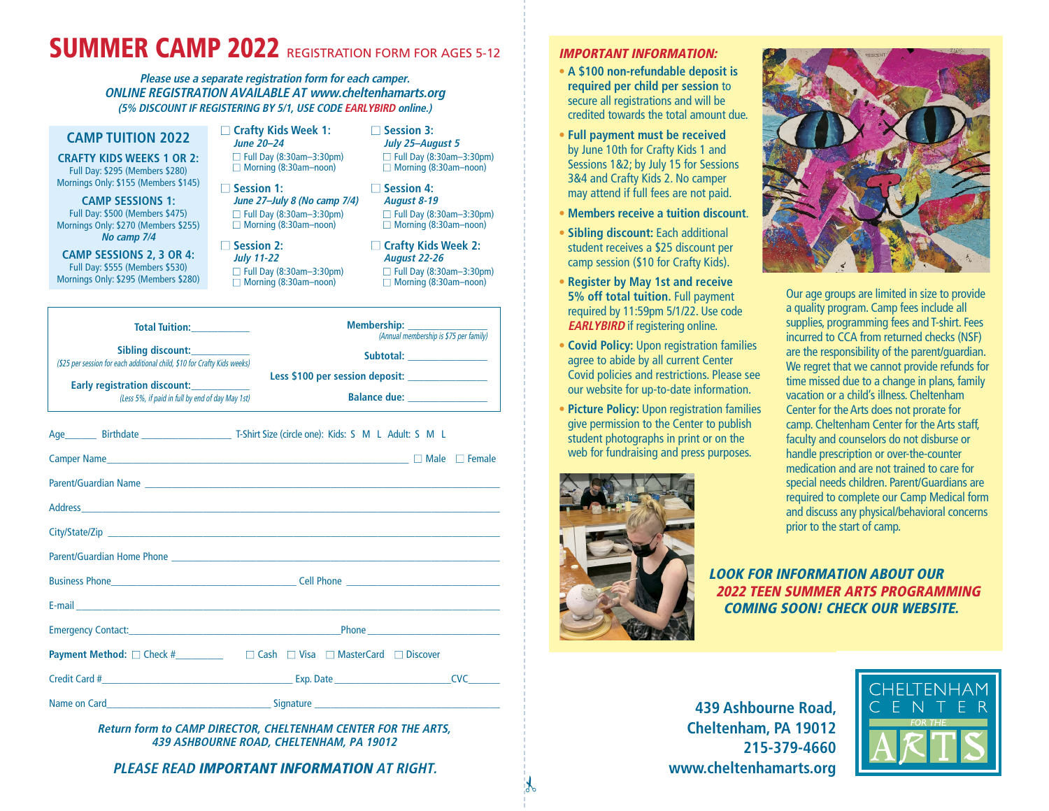# SUMMER CAMP 2022 REGISTRATION FORM FOR AGES 5-12

***Please use a separate registration form for each camper.***
***ONLINE REGISTRATION AVAILABLE AT www.cheltenhamarts.org***
***(5% DISCOUNT IF REGISTERING BY 5/1, USE CODE EARLYBIRD online.)***

## CAMP TUITION 2022

**CRAFTY KIDS WEEKS 1 OR 2:**
Full Day: $295 (Members $280)
Mornings Only: $155 (Members $145)

**CAMP SESSIONS 1:**
Full Day: $500 (Members $475)
Mornings Only: $270 (Members $255)
*No camp 7/4*

**CAMP SESSIONS 2, 3 OR 4:**
Full Day: $555 (Members $530)
Mornings Only: $295 (Members $280)

☐ **Crafty Kids Week 1:** *June 20–24*
☐ Full Day (8:30am–3:30pm)
☐ Morning (8:30am–noon)

☐ **Session 1:** *June 27–July 8 (No camp 7/4)*
☐ Full Day (8:30am–3:30pm)
☐ Morning (8:30am–noon)

☐ **Session 2:** *July 11-22*
☐ Full Day (8:30am–3:30pm)
☐ Morning (8:30am–noon)

☐ **Session 3:** *July 25–August 5*
☐ Full Day (8:30am–3:30pm)
☐ Morning (8:30am–noon)

☐ **Session 4:** *August 8-19*
☐ Full Day (8:30am–3:30pm)
☐ Morning (8:30am–noon)

☐ **Crafty Kids Week 2:** *August 22-26*
☐ Full Day (8:30am–3:30pm)
☐ Morning (8:30am–noon)

**Total Tuition:**___________

**Sibling discount:**___________
*($25 per session for each additional child, $10 for Crafty Kids weeks)*

**Early registration discount:**___________
*(Less 5%, if paid in full by end of day May 1st)*

**Membership:** _______________
*(Annual membership is $75 per family)*

**Subtotal:** _______________

**Less $100 per session deposit:** _______________

**Balance due:** _______________

Age______ Birthdate _________________ T-Shirt Size (circle one): Kids: S M L Adult: S M L

Camper Name_______________________________ ☐ Male ☐ Female

Parent/Guardian Name _______________________________

Address _______________________________

City/State/Zip _______________________________

Parent/Guardian Home Phone _______________________________

Business Phone___________________ Cell Phone ___________________

E-mail _______________________________

Emergency Contact:___________________ Phone ___________________

**Payment Method:** ☐ Check #_________ ☐ Cash ☐ Visa ☐ MasterCard ☐ Discover

Credit Card #___________________ Exp. Date ___________ CVC______

Name on Card___________________ Signature ___________________

***Return form to CAMP DIRECTOR, CHELTENHAM CENTER FOR THE ARTS, 439 ASHBOURNE ROAD, CHELTENHAM, PA 19012***

***PLEASE READ IMPORTANT INFORMATION AT RIGHT.***

## *IMPORTANT INFORMATION:*

- **A $100 non-refundable deposit is required per child per session** to secure all registrations and will be credited towards the total amount due.
- **Full payment must be received** by June 10th for Crafty Kids 1 and Sessions 1&2; by July 15 for Sessions 3&4 and Crafty Kids 2. No camper may attend if full fees are not paid.
- **Members receive a tuition discount**.
- **Sibling discount:** Each additional student receives a $25 discount per camp session ($10 for Crafty Kids).
- **Register by May 1st and receive 5% off total tuition.** Full payment required by 11:59pm 5/1/22. Use code ***EARLYBIRD*** if registering online.
- **Covid Policy:** Upon registration families agree to abide by all current Center Covid policies and restrictions. Please see our website for up-to-date information.
- **Picture Policy:** Upon registration families give permission to the Center to publish student photographs in print or on the web for fundraising and press purposes.

Our age groups are limited in size to provide a quality program. Camp fees include all supplies, programming fees and T-shirt. Fees incurred to CCA from returned checks (NSF) are the responsibility of the parent/guardian. We regret that we cannot provide refunds for time missed due to a change in plans, family vacation or a child's illness. Cheltenham Center for the Arts does not prorate for camp. Cheltenham Center for the Arts staff, faculty and counselors do not disburse or handle prescription or over-the-counter medication and are not trained to care for special needs children. Parent/Guardians are required to complete our Camp Medical form and discuss any physical/behavioral concerns prior to the start of camp.

***LOOK FOR INFORMATION ABOUT OUR 2022 TEEN SUMMER ARTS PROGRAMMING COMING SOON! CHECK OUR WEBSITE.***

**439 Ashbourne Road,**
**Cheltenham, PA 19012**
**215-379-4660**
**www.cheltenhamarts.org**

CHELTENHAM CENTER FOR THE ARTS